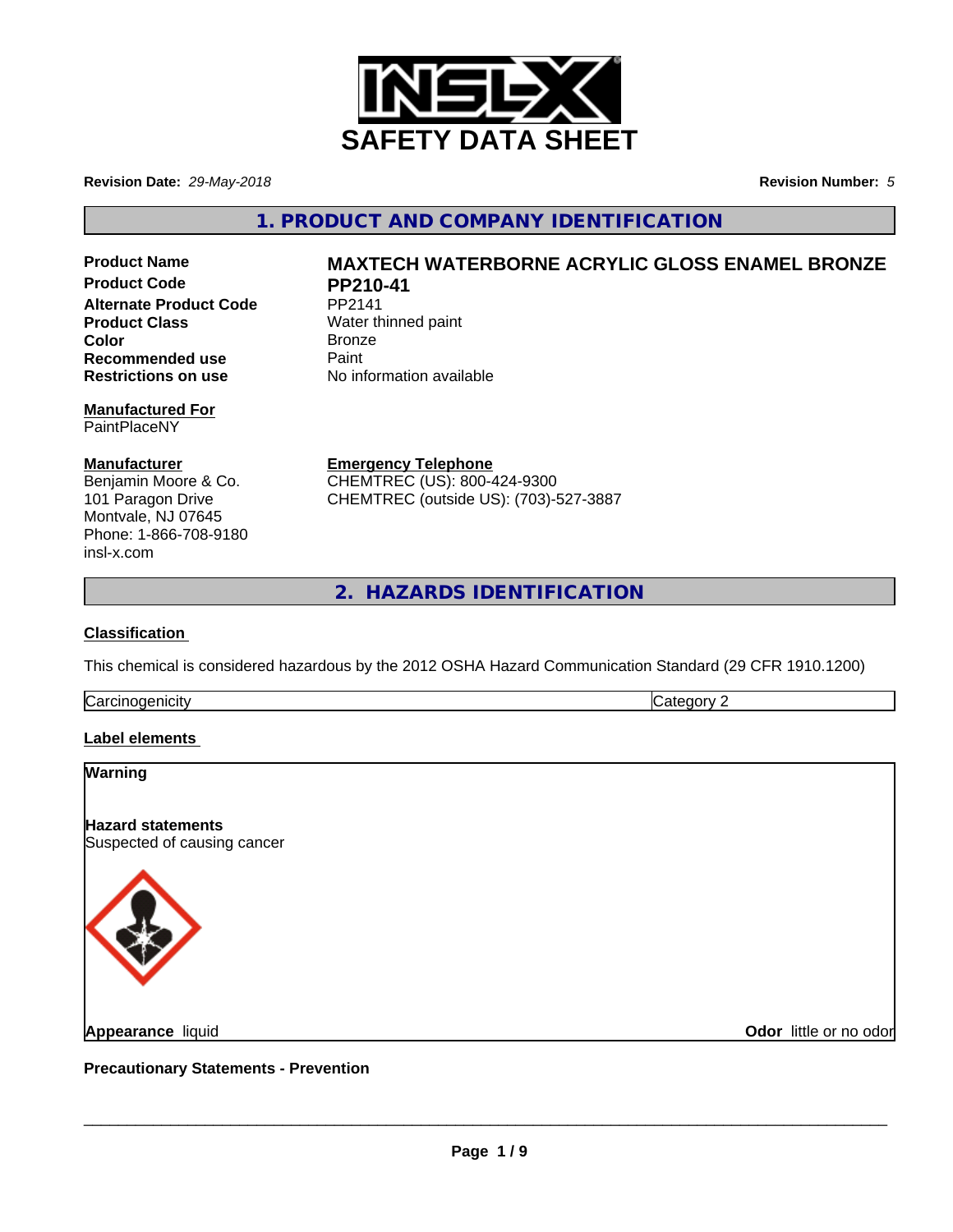# SAFETY DATA SHEET

**Revision Date:** *29-May-2018*

**Revision Number:** *5*

## 1. PRODUCT AND COMPANY IDENTIFICATION

| | |
|---|---|
| **Product Name** | **MAXTECH WATERBORNE ACRYLIC GLOSS ENAMEL BRONZE** |
| **Product Code** | **PP210-41** |
| **Alternate Product Code** | PP2141 |
| **Product Class** | Water thinned paint |
| **Color** | Bronze |
| **Recommended use** | Paint |
| **Restrictions on use** | No information available |

**Manufactured For**
PaintPlaceNY

**Manufacturer**
Benjamin Moore & Co.
101 Paragon Drive
Montvale, NJ 07645
Phone: 1-866-708-9180
insl-x.com

**Emergency Telephone**
CHEMTREC (US): 800-424-9300
CHEMTREC (outside US): (703)-527-3887

## 2. HAZARDS IDENTIFICATION

**Classification**

This chemical is considered hazardous by the 2012 OSHA Hazard Communication Standard (29 CFR 1910.1200)

| | |
|---|---|
| Carcinogenicity | Category 2 |

**Label elements**

**Warning**

**Hazard statements**
Suspected of causing cancer

**Appearance** liquid

**Odor** little or no odor

**Precautionary Statements - Prevention**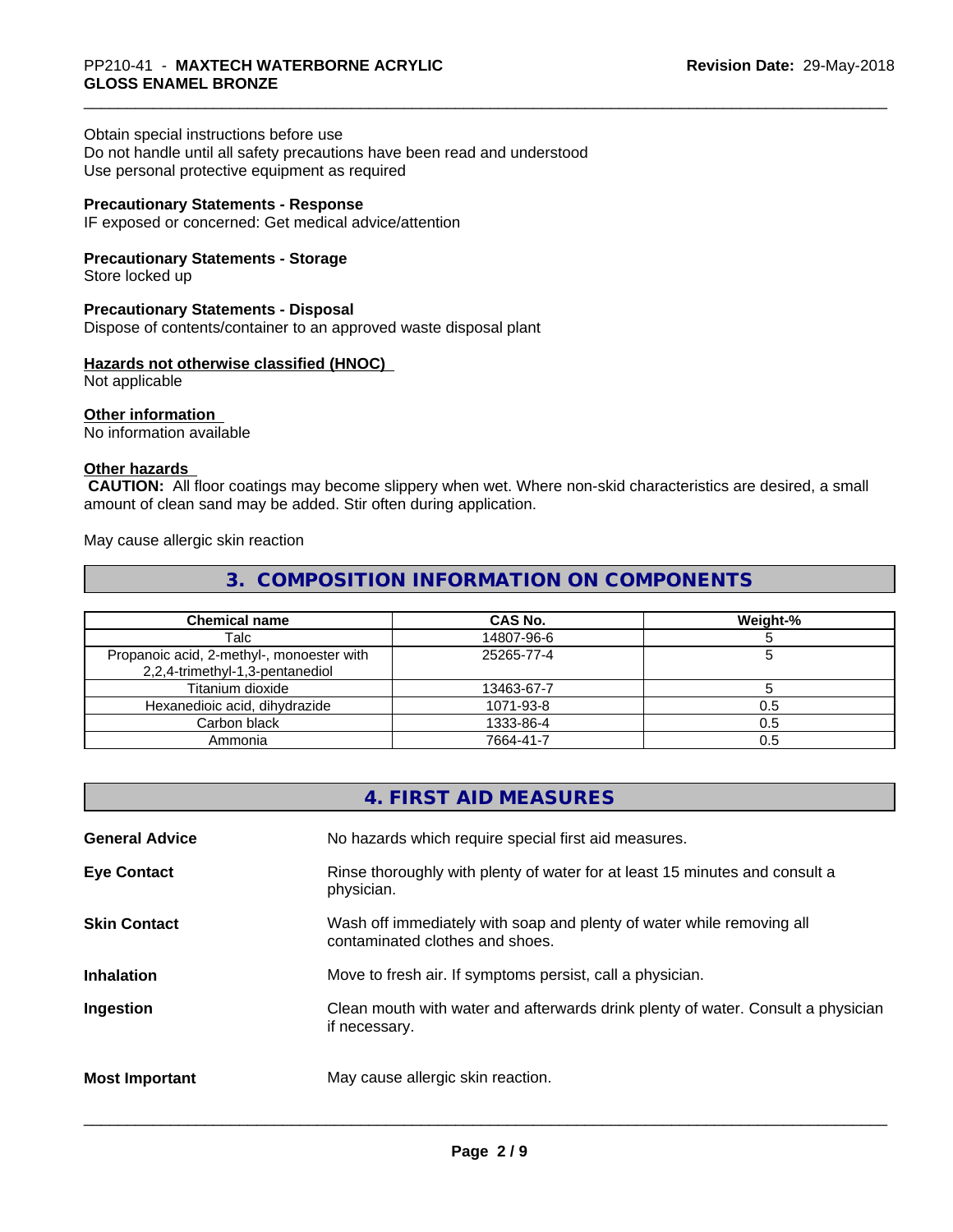Obtain special instructions before use
Do not handle until all safety precautions have been read and understood
Use personal protective equipment as required

**Precautionary Statements - Response**
IF exposed or concerned: Get medical advice/attention

**Precautionary Statements - Storage**
Store locked up

**Precautionary Statements - Disposal**
Dispose of contents/container to an approved waste disposal plant

**Hazards not otherwise classified (HNOC)**
Not applicable

**Other information**
No information available

**Other hazards**
**CAUTION:** All floor coatings may become slippery when wet. Where non-skid characteristics are desired, a small amount of clean sand may be added. Stir often during application.

May cause allergic skin reaction

## 3. COMPOSITION INFORMATION ON COMPONENTS

| Chemical name | CAS No. | Weight-% |
|---|---|---|
| Talc | 14807-96-6 | 5 |
| Propanoic acid, 2-methyl-, monoester with 2,2,4-trimethyl-1,3-pentanediol | 25265-77-4 | 5 |
| Titanium dioxide | 13463-67-7 | 5 |
| Hexanedioic acid, dihydrazide | 1071-93-8 | 0.5 |
| Carbon black | 1333-86-4 | 0.5 |
| Ammonia | 7664-41-7 | 0.5 |

## 4. FIRST AID MEASURES

**General Advice** — No hazards which require special first aid measures.

**Eye Contact** — Rinse thoroughly with plenty of water for at least 15 minutes and consult a physician.

**Skin Contact** — Wash off immediately with soap and plenty of water while removing all contaminated clothes and shoes.

**Inhalation** — Move to fresh air. If symptoms persist, call a physician.

**Ingestion** — Clean mouth with water and afterwards drink plenty of water. Consult a physician if necessary.

**Most Important** — May cause allergic skin reaction.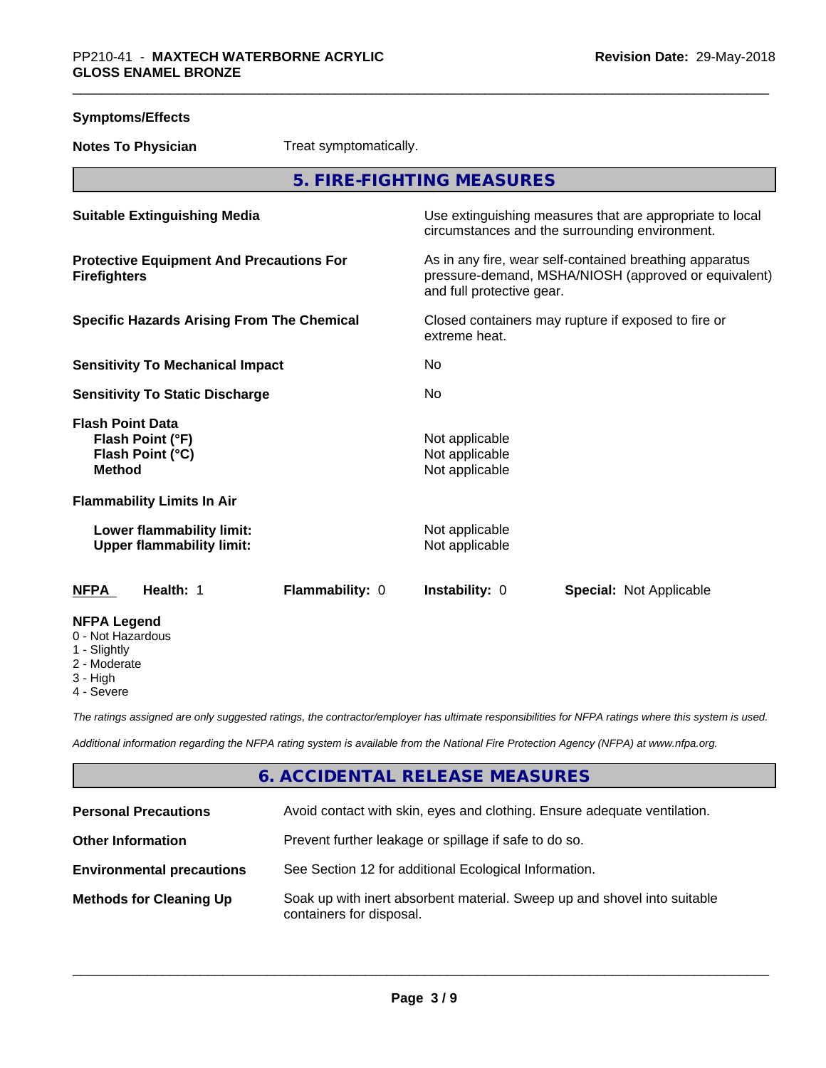**Symptoms/Effects**

**Notes To Physician** Treat symptomatically.

## 5. FIRE-FIGHTING MEASURES

| | |
|---|---|
| **Suitable Extinguishing Media** | Use extinguishing measures that are appropriate to local circumstances and the surrounding environment. |
| **Protective Equipment And Precautions For Firefighters** | As in any fire, wear self-contained breathing apparatus pressure-demand, MSHA/NIOSH (approved or equivalent) and full protective gear. |
| **Specific Hazards Arising From The Chemical** | Closed containers may rupture if exposed to fire or extreme heat. |
| **Sensitivity To Mechanical Impact** | No |
| **Sensitivity To Static Discharge** | No |
| **Flash Point Data** | |
| **Flash Point (°F)** | Not applicable |
| **Flash Point (°C)** | Not applicable |
| **Method** | Not applicable |
| **Flammability Limits In Air** | |
| **Lower flammability limit:** | Not applicable |
| **Upper flammability limit:** | Not applicable |

| **NFPA** | **Health:** 1 | **Flammability:** 0 | **Instability:** 0 | **Special:** Not Applicable |
|---|---|---|---|---|

**NFPA Legend**
- 0 - Not Hazardous
- 1 - Slightly
- 2 - Moderate
- 3 - High
- 4 - Severe

*The ratings assigned are only suggested ratings, the contractor/employer has ultimate responsibilities for NFPA ratings where this system is used.*

*Additional information regarding the NFPA rating system is available from the National Fire Protection Agency (NFPA) at www.nfpa.org.*

## 6. ACCIDENTAL RELEASE MEASURES

| | |
|---|---|
| **Personal Precautions** | Avoid contact with skin, eyes and clothing. Ensure adequate ventilation. |
| **Other Information** | Prevent further leakage or spillage if safe to do so. |
| **Environmental precautions** | See Section 12 for additional Ecological Information. |
| **Methods for Cleaning Up** | Soak up with inert absorbent material. Sweep up and shovel into suitable containers for disposal. |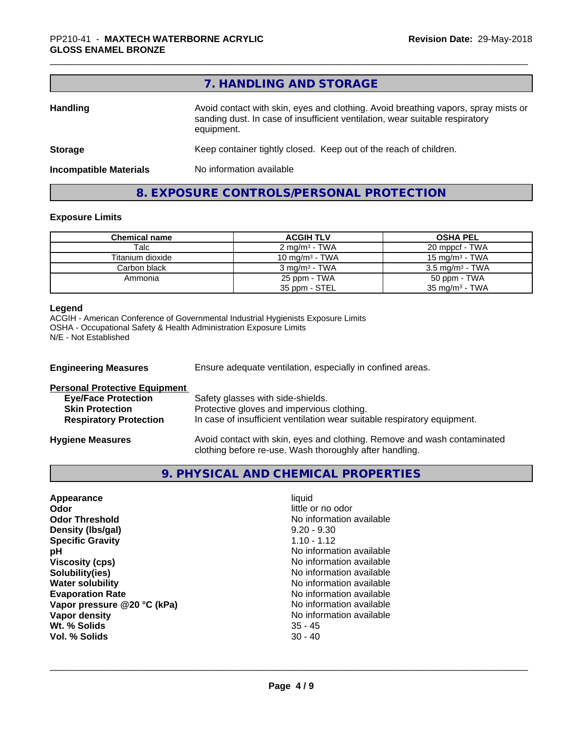## 7. HANDLING AND STORAGE

**Handling** Avoid contact with skin, eyes and clothing. Avoid breathing vapors, spray mists or sanding dust. In case of insufficient ventilation, wear suitable respiratory equipment.

**Storage** Keep container tightly closed. Keep out of the reach of children.

**Incompatible Materials** No information available

## 8. EXPOSURE CONTROLS/PERSONAL PROTECTION

### Exposure Limits

| Chemical name | ACGIH TLV | OSHA PEL |
|---|---|---|
| Talc | 2 mg/m³ - TWA | 20 mppcf - TWA |
| Titanium dioxide | 10 mg/m³ - TWA | 15 mg/m³ - TWA |
| Carbon black | 3 mg/m³ - TWA | 3.5 mg/m³ - TWA |
| Ammonia | 25 ppm - TWA<br>35 ppm - STEL | 50 ppm - TWA<br>35 mg/m³ - TWA |

**Legend**
ACGIH - American Conference of Governmental Industrial Hygienists Exposure Limits
OSHA - Occupational Safety & Health Administration Exposure Limits
N/E - Not Established

**Engineering Measures** Ensure adequate ventilation, especially in confined areas.

**Personal Protective Equipment**
- **Eye/Face Protection** Safety glasses with side-shields.
- **Skin Protection** Protective gloves and impervious clothing.
- **Respiratory Protection** In case of insufficient ventilation wear suitable respiratory equipment.

**Hygiene Measures** Avoid contact with skin, eyes and clothing. Remove and wash contaminated clothing before re-use. Wash thoroughly after handling.

## 9. PHYSICAL AND CHEMICAL PROPERTIES

| | |
|---|---|
| **Appearance** | liquid |
| **Odor** | little or no odor |
| **Odor Threshold** | No information available |
| **Density (lbs/gal)** | 9.20 - 9.30 |
| **Specific Gravity** | 1.10 - 1.12 |
| **pH** | No information available |
| **Viscosity (cps)** | No information available |
| **Solubility(ies)** | No information available |
| **Water solubility** | No information available |
| **Evaporation Rate** | No information available |
| **Vapor pressure @20 °C (kPa)** | No information available |
| **Vapor density** | No information available |
| **Wt. % Solids** | 35 - 45 |
| **Vol. % Solids** | 30 - 40 |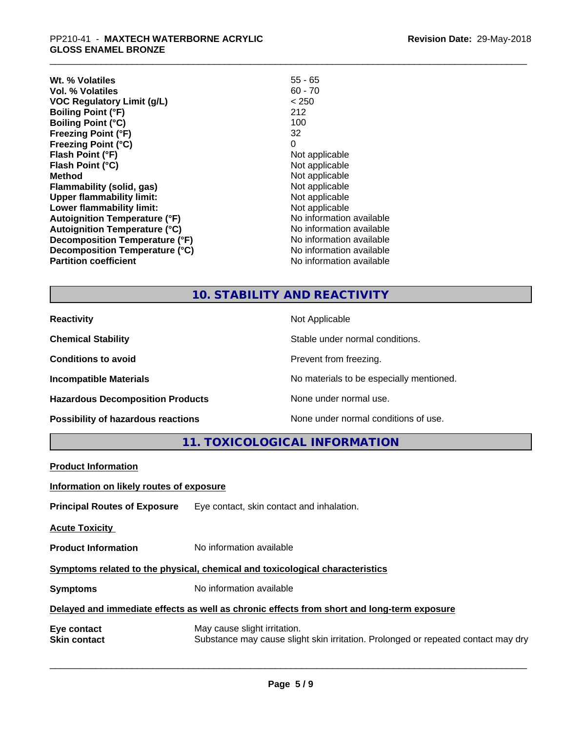| | |
|---|---|
| **Wt. % Volatiles** | 55 - 65 |
| **Vol. % Volatiles** | 60 - 70 |
| **VOC Regulatory Limit (g/L)** | < 250 |
| **Boiling Point (°F)** | 212 |
| **Boiling Point (°C)** | 100 |
| **Freezing Point (°F)** | 32 |
| **Freezing Point (°C)** | 0 |
| **Flash Point (°F)** | Not applicable |
| **Flash Point (°C)** | Not applicable |
| **Method** | Not applicable |
| **Flammability (solid, gas)** | Not applicable |
| **Upper flammability limit:** | Not applicable |
| **Lower flammability limit:** | Not applicable |
| **Autoignition Temperature (°F)** | No information available |
| **Autoignition Temperature (°C)** | No information available |
| **Decomposition Temperature (°F)** | No information available |
| **Decomposition Temperature (°C)** | No information available |
| **Partition coefficient** | No information available |

## 10. STABILITY AND REACTIVITY

| | |
|---|---|
| **Reactivity** | Not Applicable |
| **Chemical Stability** | Stable under normal conditions. |
| **Conditions to avoid** | Prevent from freezing. |
| **Incompatible Materials** | No materials to be especially mentioned. |
| **Hazardous Decomposition Products** | None under normal use. |
| **Possibility of hazardous reactions** | None under normal conditions of use. |

## 11. TOXICOLOGICAL INFORMATION

**Product Information**

**Information on likely routes of exposure**

**Principal Routes of Exposure** Eye contact, skin contact and inhalation.

**Acute Toxicity**

**Product Information** No information available

**Symptoms related to the physical, chemical and toxicological characteristics**

**Symptoms** No information available

**Delayed and immediate effects as well as chronic effects from short and long-term exposure**

**Eye contact** May cause slight irritation.

**Skin contact** Substance may cause slight skin irritation. Prolonged or repeated contact may dry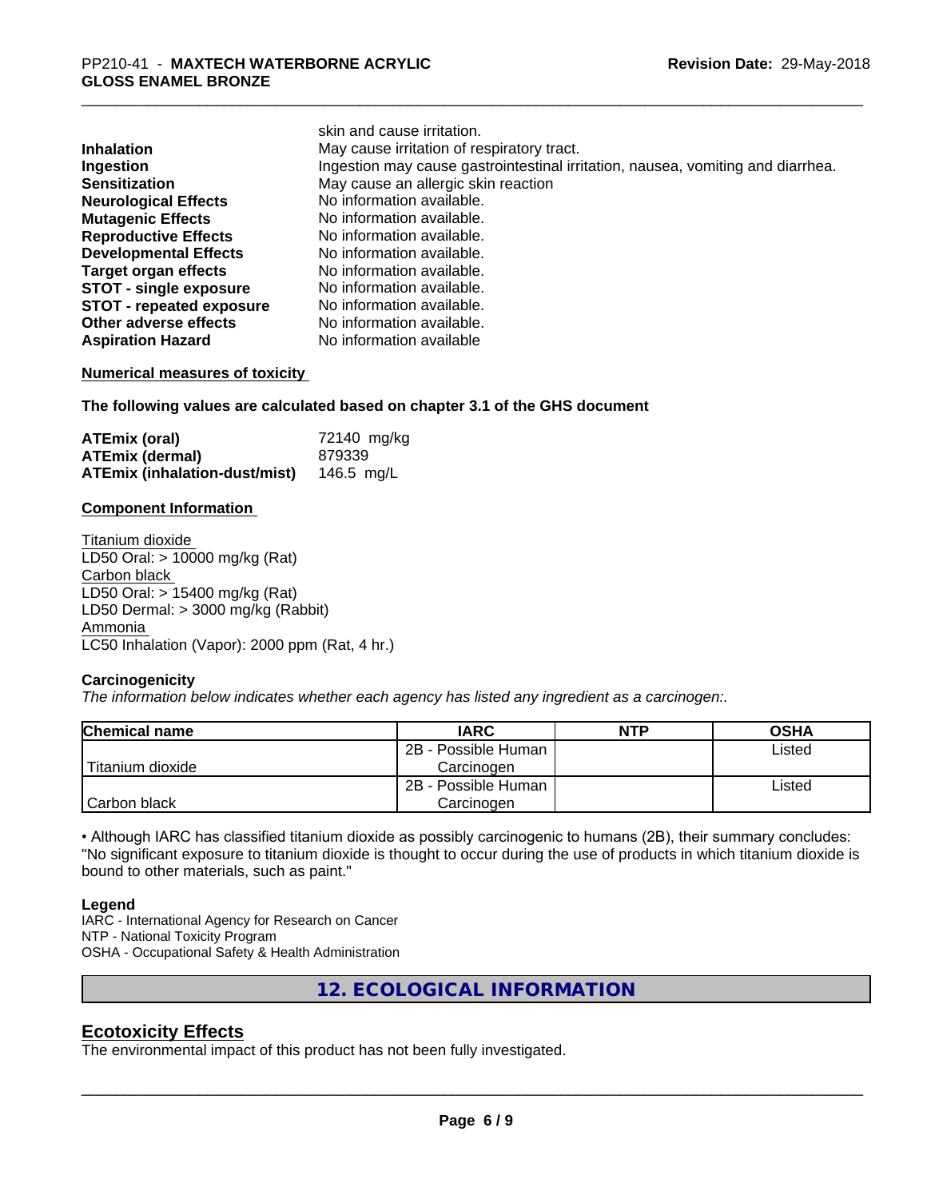skin and cause irritation.

| | |
|---|---|
| **Inhalation** | May cause irritation of respiratory tract. |
| **Ingestion** | Ingestion may cause gastrointestinal irritation, nausea, vomiting and diarrhea. |
| **Sensitization** | May cause an allergic skin reaction |
| **Neurological Effects** | No information available. |
| **Mutagenic Effects** | No information available. |
| **Reproductive Effects** | No information available. |
| **Developmental Effects** | No information available. |
| **Target organ effects** | No information available. |
| **STOT - single exposure** | No information available. |
| **STOT - repeated exposure** | No information available. |
| **Other adverse effects** | No information available. |
| **Aspiration Hazard** | No information available |

**Numerical measures of toxicity**

**The following values are calculated based on chapter 3.1 of the GHS document**

| | |
|---|---|
| **ATEmix (oral)** | 72140 mg/kg |
| **ATEmix (dermal)** | 879339 |
| **ATEmix (inhalation-dust/mist)** | 146.5 mg/L |

**Component Information**

Titanium dioxide
LD50 Oral: > 10000 mg/kg (Rat)
Carbon black
LD50 Oral: > 15400 mg/kg (Rat)
LD50 Dermal: > 3000 mg/kg (Rabbit)
Ammonia
LC50 Inhalation (Vapor): 2000 ppm (Rat, 4 hr.)

**Carcinogenicity**

*The information below indicates whether each agency has listed any ingredient as a carcinogen:.*

| Chemical name | IARC | NTP | OSHA |
|---|---|---|---|
| Titanium dioxide | 2B - Possible Human Carcinogen | | Listed |
| Carbon black | 2B - Possible Human Carcinogen | | Listed |

• Although IARC has classified titanium dioxide as possibly carcinogenic to humans (2B), their summary concludes: "No significant exposure to titanium dioxide is thought to occur during the use of products in which titanium dioxide is bound to other materials, such as paint."

**Legend**

IARC - International Agency for Research on Cancer
NTP - National Toxicity Program
OSHA - Occupational Safety & Health Administration

## 12. ECOLOGICAL INFORMATION

### Ecotoxicity Effects

The environmental impact of this product has not been fully investigated.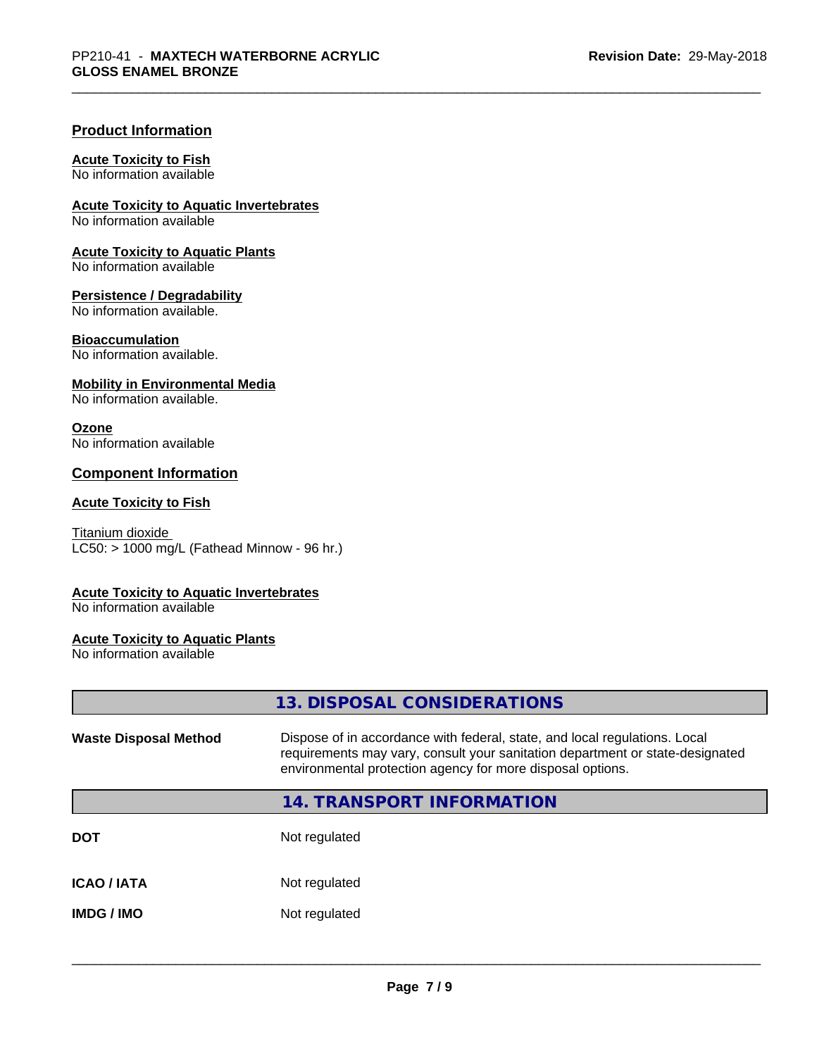## Product Information

**Acute Toxicity to Fish**
No information available

**Acute Toxicity to Aquatic Invertebrates**
No information available

**Acute Toxicity to Aquatic Plants**
No information available

**Persistence / Degradability**
No information available.

**Bioaccumulation**
No information available.

**Mobility in Environmental Media**
No information available.

**Ozone**
No information available

## Component Information

**Acute Toxicity to Fish**

Titanium dioxide
LC50: > 1000 mg/L (Fathead Minnow - 96 hr.)

**Acute Toxicity to Aquatic Invertebrates**
No information available

**Acute Toxicity to Aquatic Plants**
No information available

## 13. DISPOSAL CONSIDERATIONS

| | |
|---|---|
| **Waste Disposal Method** | Dispose of in accordance with federal, state, and local regulations. Local requirements may vary, consult your sanitation department or state-designated environmental protection agency for more disposal options. |

## 14. TRANSPORT INFORMATION

| | |
|---|---|
| **DOT** | Not regulated |
| **ICAO / IATA** | Not regulated |
| **IMDG / IMO** | Not regulated |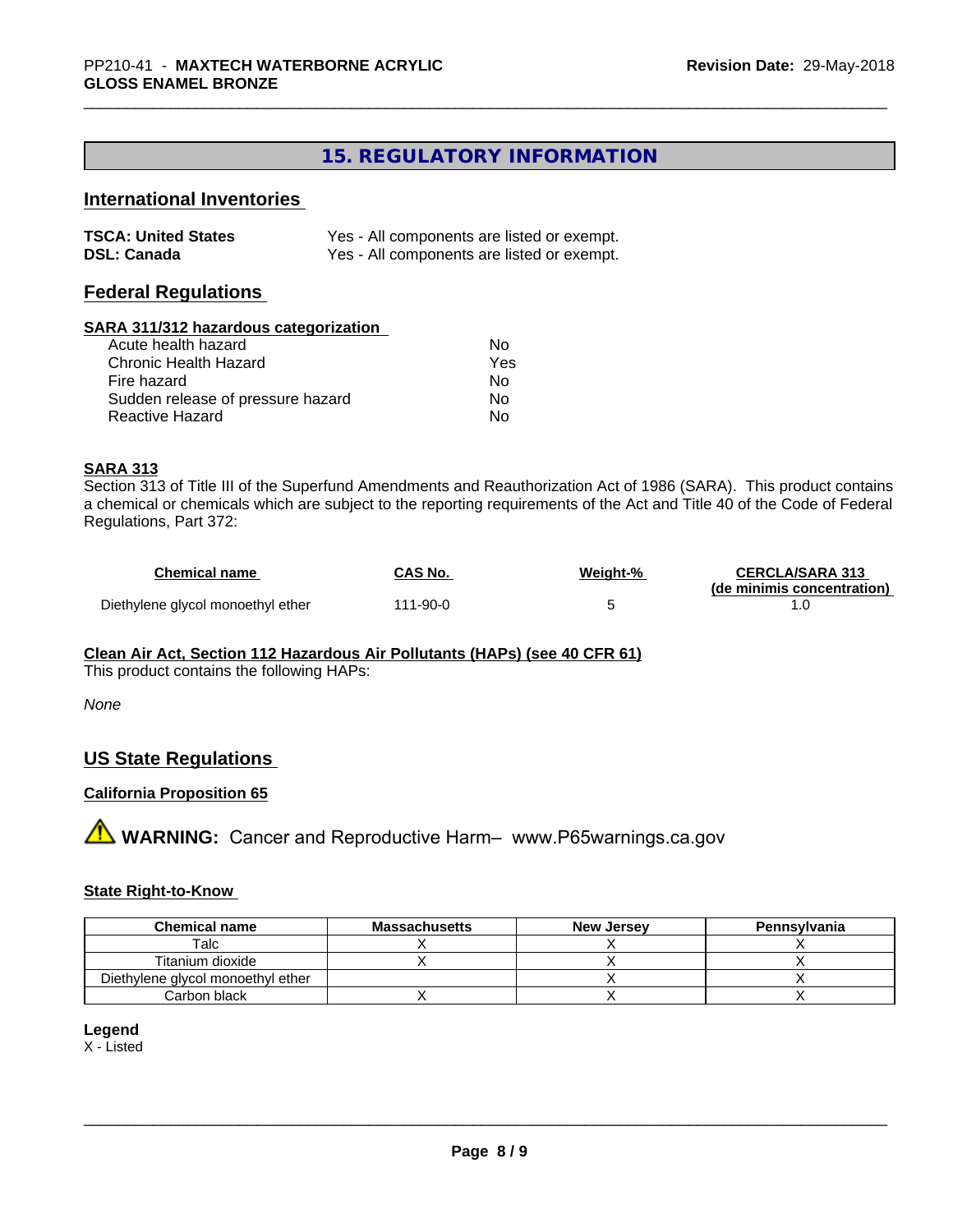## 15. REGULATORY INFORMATION

### International Inventories

**TSCA: United States** Yes - All components are listed or exempt.
**DSL: Canada** Yes - All components are listed or exempt.

### Federal Regulations

**SARA 311/312 hazardous categorization**

| | |
|---|---|
| Acute health hazard | No |
| Chronic Health Hazard | Yes |
| Fire hazard | No |
| Sudden release of pressure hazard | No |
| Reactive Hazard | No |

**SARA 313**

Section 313 of Title III of the Superfund Amendments and Reauthorization Act of 1986 (SARA). This product contains a chemical or chemicals which are subject to the reporting requirements of the Act and Title 40 of the Code of Federal Regulations, Part 372:

| Chemical name | CAS No. | Weight-% | CERCLA/SARA 313 (de minimis concentration) |
|---|---|---|---|
| Diethylene glycol monoethyl ether | 111-90-0 | 5 | 1.0 |

**Clean Air Act, Section 112 Hazardous Air Pollutants (HAPs) (see 40 CFR 61)**

This product contains the following HAPs:

*None*

### US State Regulations

**California Proposition 65**

⚠ **WARNING:** Cancer and Reproductive Harm– www.P65warnings.ca.gov

**State Right-to-Know**

| Chemical name | Massachusetts | New Jersey | Pennsylvania |
|---|---|---|---|
| Talc | X | X | X |
| Titanium dioxide | X | X | X |
| Diethylene glycol monoethyl ether | | X | X |
| Carbon black | X | X | X |

**Legend**

X - Listed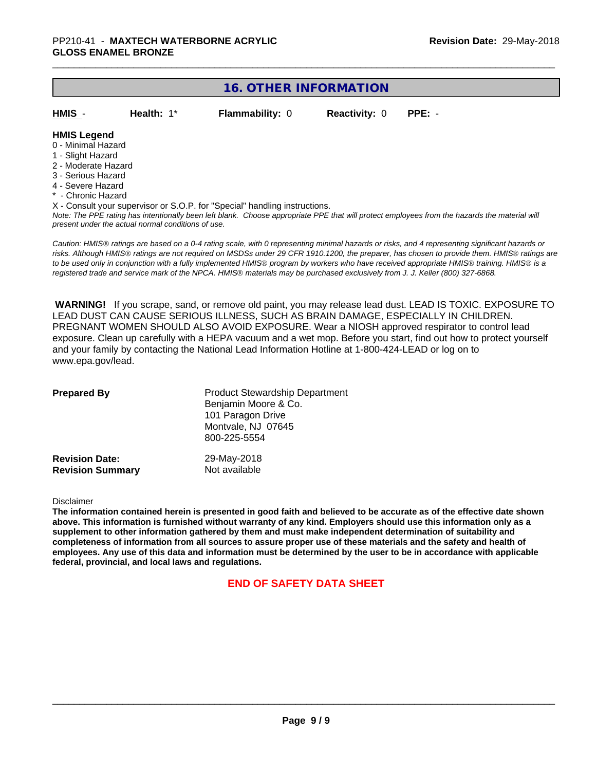## 16. OTHER INFORMATION

| HMIS - | Health: 1* | Flammability: 0 | Reactivity: 0 | PPE: - |
|---|---|---|---|---|

**HMIS Legend**

0 - Minimal Hazard
1 - Slight Hazard
2 - Moderate Hazard
3 - Serious Hazard
4 - Severe Hazard
* - Chronic Hazard
X - Consult your supervisor or S.O.P. for "Special" handling instructions.

*Note: The PPE rating has intentionally been left blank. Choose appropriate PPE that will protect employees from the hazards the material will present under the actual normal conditions of use.*

*Caution: HMIS® ratings are based on a 0-4 rating scale, with 0 representing minimal hazards or risks, and 4 representing significant hazards or risks. Although HMIS® ratings are not required on MSDSs under 29 CFR 1910.1200, the preparer, has chosen to provide them. HMIS® ratings are to be used only in conjunction with a fully implemented HMIS® program by workers who have received appropriate HMIS® training. HMIS® is a registered trade and service mark of the NPCA. HMIS® materials may be purchased exclusively from J. J. Keller (800) 327-6868.*

**WARNING!** If you scrape, sand, or remove old paint, you may release lead dust. LEAD IS TOXIC. EXPOSURE TO LEAD DUST CAN CAUSE SERIOUS ILLNESS, SUCH AS BRAIN DAMAGE, ESPECIALLY IN CHILDREN. PREGNANT WOMEN SHOULD ALSO AVOID EXPOSURE. Wear a NIOSH approved respirator to control lead exposure. Clean up carefully with a HEPA vacuum and a wet mop. Before you start, find out how to protect yourself and your family by contacting the National Lead Information Hotline at 1-800-424-LEAD or log on to www.epa.gov/lead.

**Prepared By**
Product Stewardship Department
Benjamin Moore & Co.
101 Paragon Drive
Montvale, NJ 07645
800-225-5554

**Revision Date:** 29-May-2018
**Revision Summary** Not available

Disclaimer

**The information contained herein is presented in good faith and believed to be accurate as of the effective date shown above. This information is furnished without warranty of any kind. Employers should use this information only as a supplement to other information gathered by them and must make independent determination of suitability and completeness of information from all sources to assure proper use of these materials and the safety and health of employees. Any use of this data and information must be determined by the user to be in accordance with applicable federal, provincial, and local laws and regulations.**

**END OF SAFETY DATA SHEET**